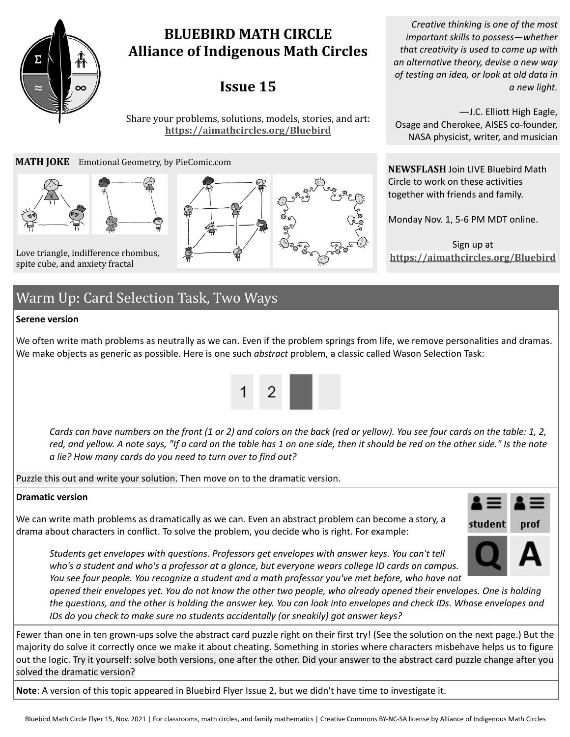# BLUEBIRD MATH CIRCLE
# Alliance of Indigenous Math Circles

## Issue 15

Share your problems, solutions, models, stories, and art: **https://aimathcircles.org/Bluebird**

*Creative thinking is one of the most important skills to possess—whether that creativity is used to come up with an alternative theory, devise a new way of testing an idea, or look at old data in a new light.*

—J.C. Elliott High Eagle, Osage and Cherokee, AISES co-founder, NASA physicist, writer, and musician

**MATH JOKE** Emotional Geometry, by PieComic.com

Love triangle, indifference rhombus, spite cube, and anxiety fractal

**NEWSFLASH** Join LIVE Bluebird Math Circle to work on these activities together with friends and family.

Monday Nov. 1, 5-6 PM MDT online.

Sign up at **https://aimathcircles.org/Bluebird**

## Warm Up: Card Selection Task, Two Ways

**Serene version**

We often write math problems as neutrally as we can. Even if the problem springs from life, we remove personalities and dramas. We make objects as generic as possible. Here is one such *abstract* problem, a classic called Wason Selection Task:

> *Cards can have numbers on the front (1 or 2) and colors on the back (red or yellow). You see four cards on the table: 1, 2, red, and yellow. A note says, "If a card on the table has 1 on one side, then it should be red on the other side." Is the note a lie? How many cards do you need to turn over to find out?*

Puzzle this out and write your solution. Then move on to the dramatic version.

**Dramatic version**

We can write math problems as dramatically as we can. Even an abstract problem can become a story, a drama about characters in conflict. To solve the problem, you decide who is right. For example:

> *Students get envelopes with questions. Professors get envelopes with answer keys. You can't tell who's a student and who's a professor at a glance, but everyone wears college ID cards on campus. You see four people. You recognize a student and a math professor you've met before, who have not opened their envelopes yet. You do not know the other two people, who already opened their envelopes. One is holding the questions, and the other is holding the answer key. You can look into envelopes and check IDs. Whose envelopes and IDs do you check to make sure no students accidentally (or sneakily) got answer keys?*

Fewer than one in ten grown-ups solve the abstract card puzzle right on their first try! (See the solution on the next page.) But the majority do solve it correctly once we make it about cheating. Something in stories where characters misbehave helps us to figure out the logic. Try it yourself: solve both versions, one after the other. Did your answer to the abstract card puzzle change after you solved the dramatic version?

**Note**: A version of this topic appeared in Bluebird Flyer Issue 2, but we didn't have time to investigate it.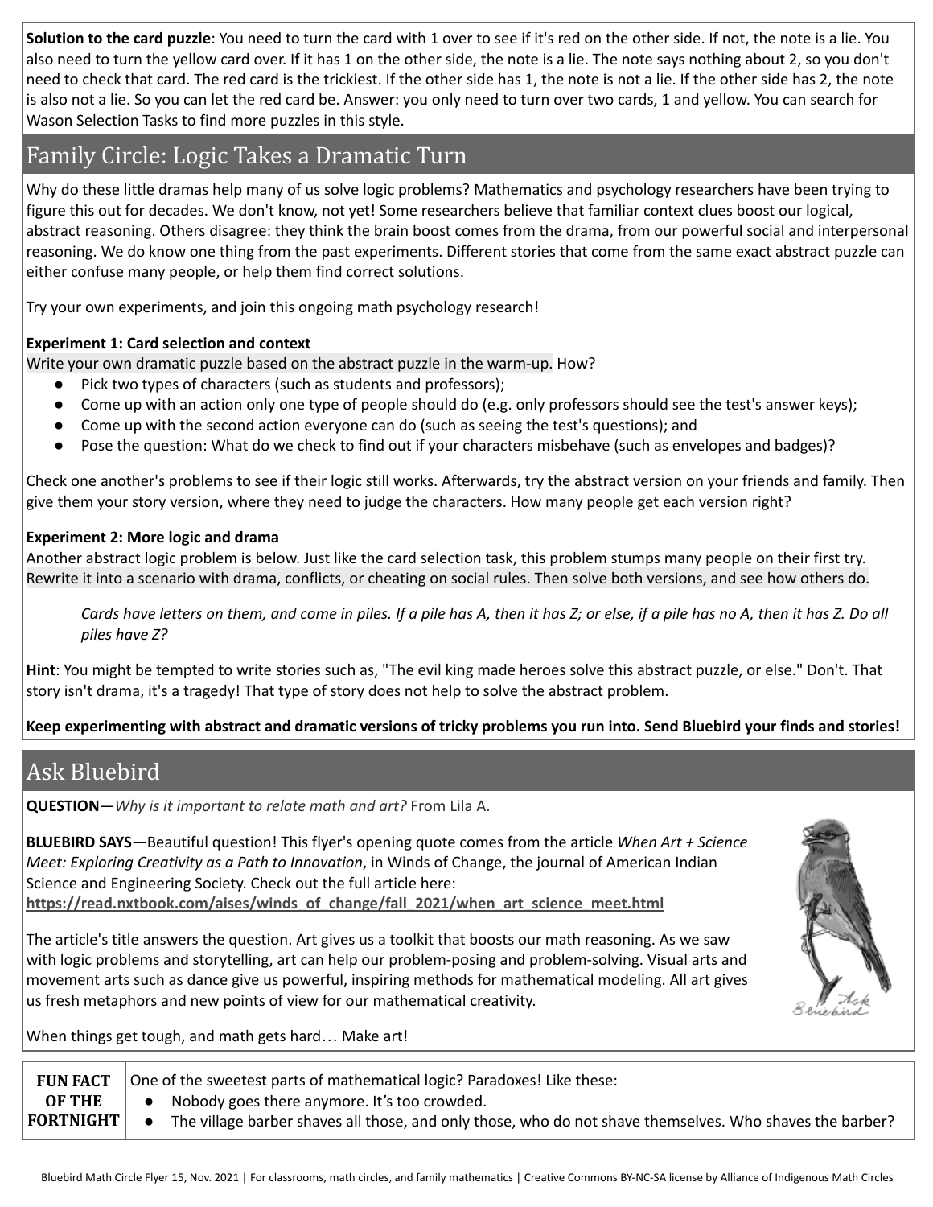**Solution to the card puzzle**: You need to turn the card with 1 over to see if it's red on the other side. If not, the note is a lie. You also need to turn the yellow card over. If it has 1 on the other side, the note is a lie. The note says nothing about 2, so you don't need to check that card. The red card is the trickiest. If the other side has 1, the note is not a lie. If the other side has 2, the note is also not a lie. So you can let the red card be. Answer: you only need to turn over two cards, 1 and yellow. You can search for Wason Selection Tasks to find more puzzles in this style.

## Family Circle: Logic Takes a Dramatic Turn

Why do these little dramas help many of us solve logic problems? Mathematics and psychology researchers have been trying to figure this out for decades. We don't know, not yet! Some researchers believe that familiar context clues boost our logical, abstract reasoning. Others disagree: they think the brain boost comes from the drama, from our powerful social and interpersonal reasoning. We do know one thing from the past experiments. Different stories that come from the same exact abstract puzzle can either confuse many people, or help them find correct solutions.

Try your own experiments, and join this ongoing math psychology research!

**Experiment 1: Card selection and context**

Write your own dramatic puzzle based on the abstract puzzle in the warm-up. How?

- Pick two types of characters (such as students and professors);
- Come up with an action only one type of people should do (e.g. only professors should see the test's answer keys);
- Come up with the second action everyone can do (such as seeing the test's questions); and
- Pose the question: What do we check to find out if your characters misbehave (such as envelopes and badges)?

Check one another's problems to see if their logic still works. Afterwards, try the abstract version on your friends and family. Then give them your story version, where they need to judge the characters. How many people get each version right?

**Experiment 2: More logic and drama**

Another abstract logic problem is below. Just like the card selection task, this problem stumps many people on their first try. Rewrite it into a scenario with drama, conflicts, or cheating on social rules. Then solve both versions, and see how others do.

> *Cards have letters on them, and come in piles. If a pile has A, then it has Z; or else, if a pile has no A, then it has Z. Do all piles have Z?*

**Hint**: You might be tempted to write stories such as, "The evil king made heroes solve this abstract puzzle, or else." Don't. That story isn't drama, it's a tragedy! That type of story does not help to solve the abstract problem.

**Keep experimenting with abstract and dramatic versions of tricky problems you run into. Send Bluebird your finds and stories!**

## Ask Bluebird

**QUESTION**—*Why is it important to relate math and art?* From Lila A.

**BLUEBIRD SAYS**—Beautiful question! This flyer's opening quote comes from the article *When Art + Science Meet: Exploring Creativity as a Path to Innovation*, in Winds of Change, the journal of American Indian Science and Engineering Society. Check out the full article here: **https://read.nxtbook.com/aises/winds_of_change/fall_2021/when_art_science_meet.html**

The article's title answers the question. Art gives us a toolkit that boosts our math reasoning. As we saw with logic problems and storytelling, art can help our problem-posing and problem-solving. Visual arts and movement arts such as dance give us powerful, inspiring methods for mathematical modeling. All art gives us fresh metaphors and new points of view for our mathematical creativity.

When things get tough, and math gets hard… Make art!

**FUN FACT OF THE FORTNIGHT**

One of the sweetest parts of mathematical logic? Paradoxes! Like these:

- Nobody goes there anymore. It's too crowded.
- The village barber shaves all those, and only those, who do not shave themselves. Who shaves the barber?

Bluebird Math Circle Flyer 15, Nov. 2021 | For classrooms, math circles, and family mathematics | Creative Commons BY-NC-SA license by Alliance of Indigenous Math Circles